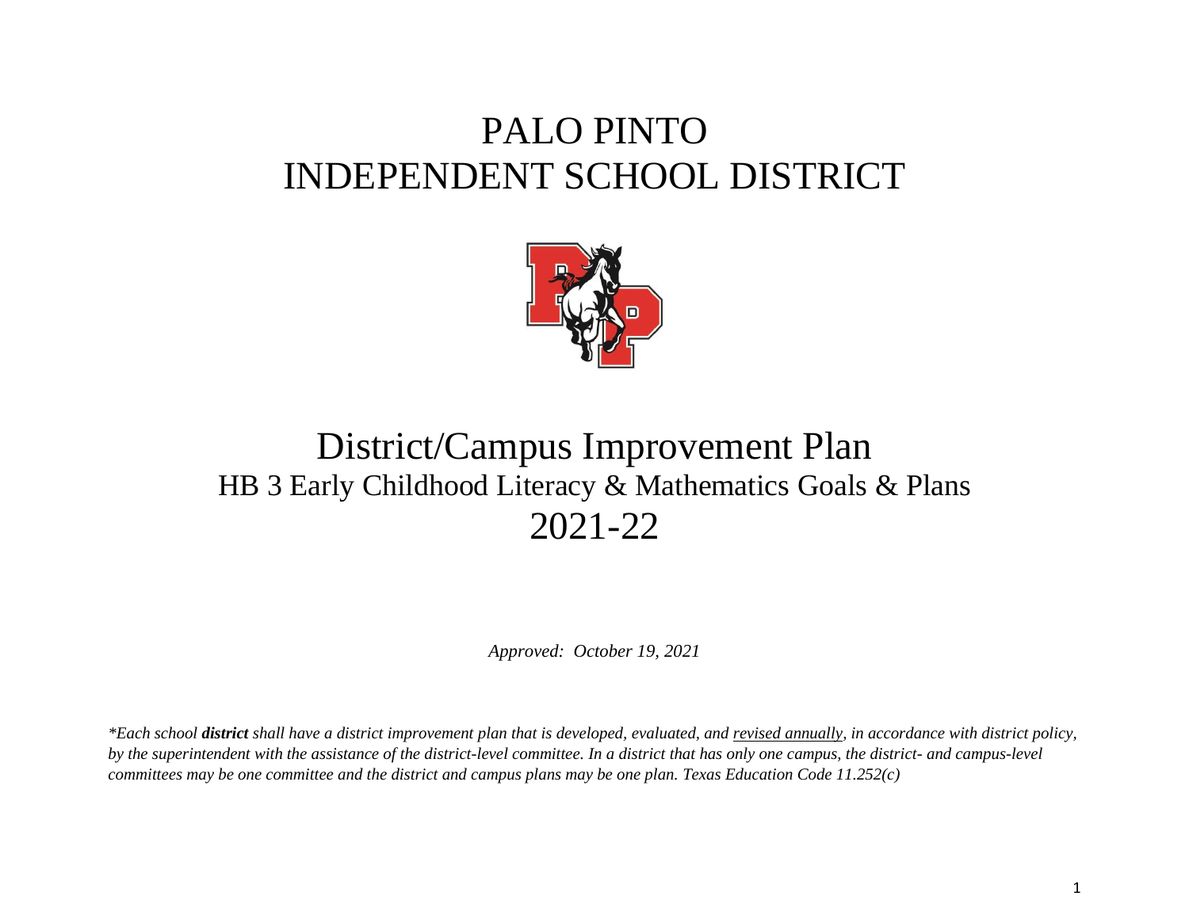# PALO PINTO
# INDEPENDENT SCHOOL DISTRICT

## District/Campus Improvement Plan
### HB 3 Early Childhood Literacy & Mathematics Goals & Plans
### 2021-22

*Approved: October 19, 2021*

*\*Each school **district** shall have a district improvement plan that is developed, evaluated, and revised annually, in accordance with district policy, by the superintendent with the assistance of the district-level committee. In a district that has only one campus, the district- and campus-level committees may be one committee and the district and campus plans may be one plan. Texas Education Code 11.252(c)*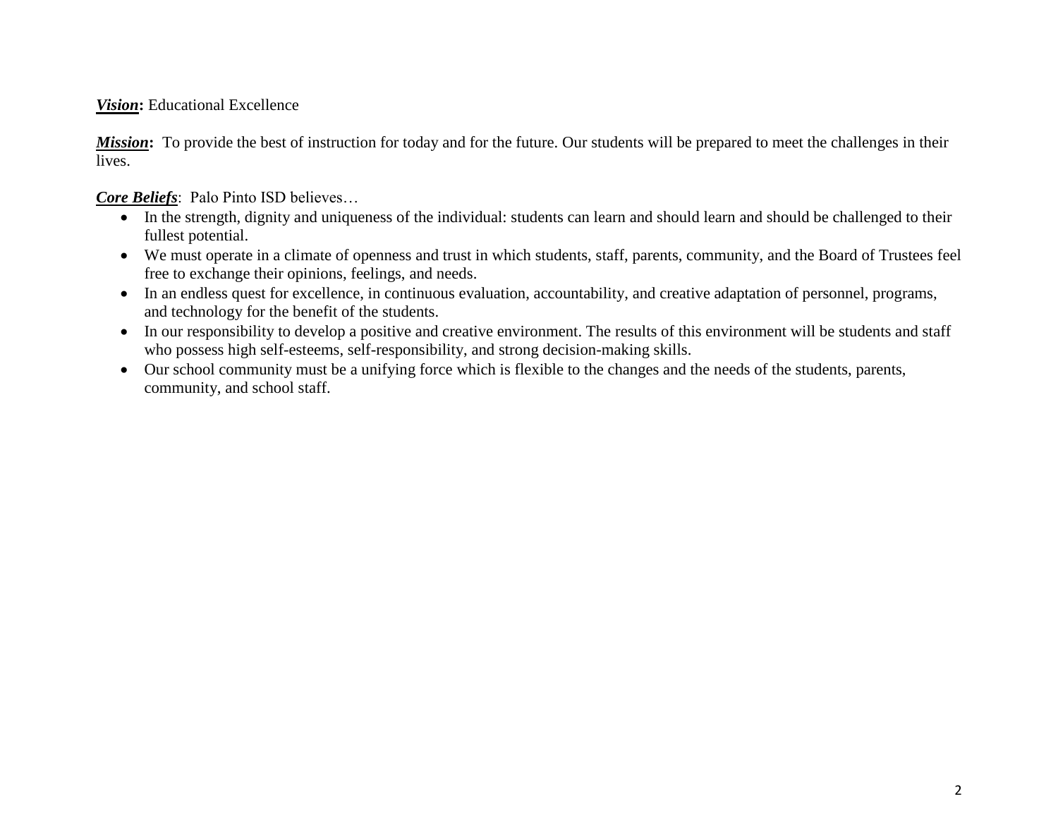***Vision*:** Educational Excellence

***Mission*:** To provide the best of instruction for today and for the future. Our students will be prepared to meet the challenges in their lives.

***Core Beliefs***: Palo Pinto ISD believes…

- In the strength, dignity and uniqueness of the individual: students can learn and should learn and should be challenged to their fullest potential.
- We must operate in a climate of openness and trust in which students, staff, parents, community, and the Board of Trustees feel free to exchange their opinions, feelings, and needs.
- In an endless quest for excellence, in continuous evaluation, accountability, and creative adaptation of personnel, programs, and technology for the benefit of the students.
- In our responsibility to develop a positive and creative environment. The results of this environment will be students and staff who possess high self-esteems, self-responsibility, and strong decision-making skills.
- Our school community must be a unifying force which is flexible to the changes and the needs of the students, parents, community, and school staff.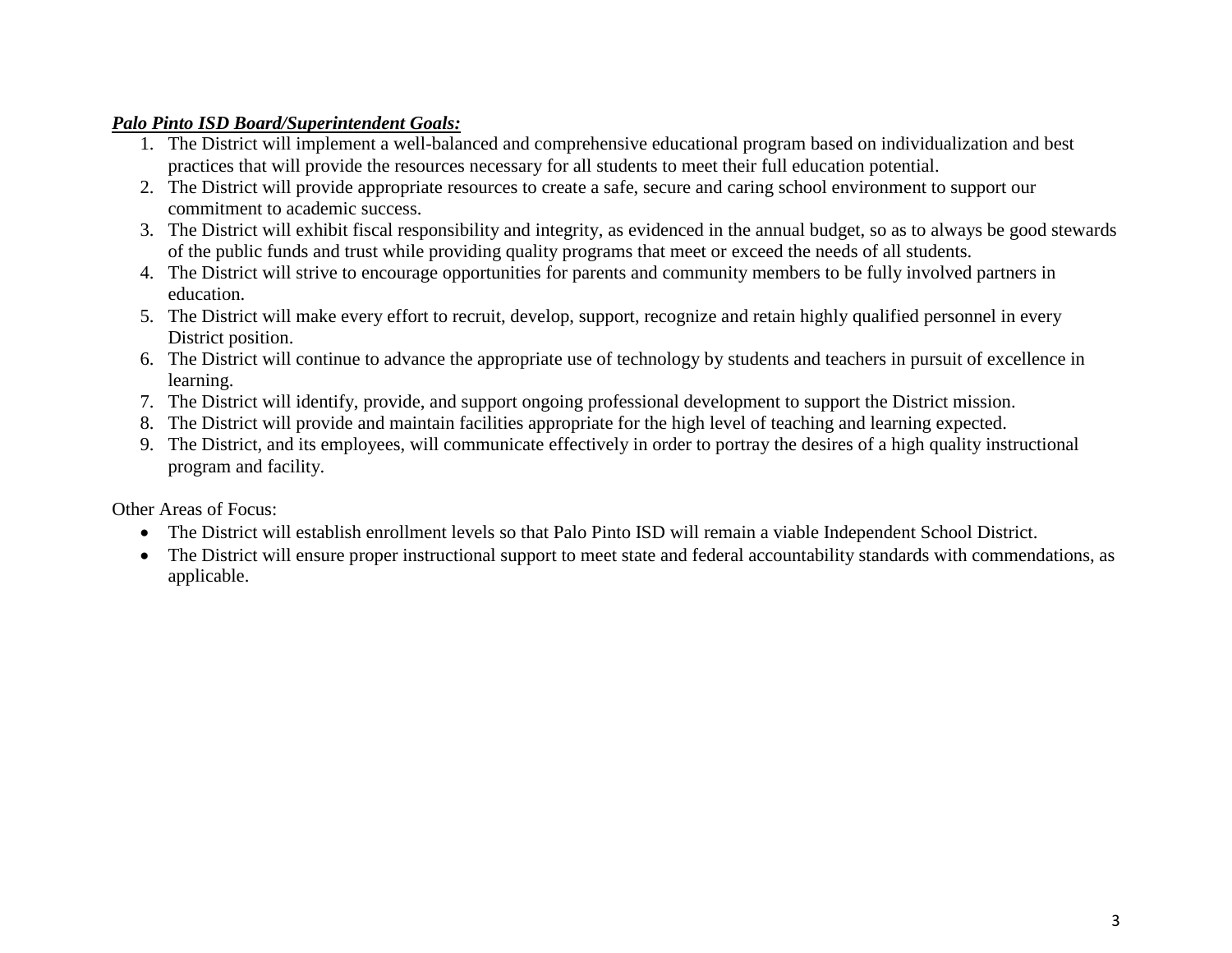***Palo Pinto ISD Board/Superintendent Goals:***

1. The District will implement a well-balanced and comprehensive educational program based on individualization and best practices that will provide the resources necessary for all students to meet their full education potential.
2. The District will provide appropriate resources to create a safe, secure and caring school environment to support our commitment to academic success.
3. The District will exhibit fiscal responsibility and integrity, as evidenced in the annual budget, so as to always be good stewards of the public funds and trust while providing quality programs that meet or exceed the needs of all students.
4. The District will strive to encourage opportunities for parents and community members to be fully involved partners in education.
5. The District will make every effort to recruit, develop, support, recognize and retain highly qualified personnel in every District position.
6. The District will continue to advance the appropriate use of technology by students and teachers in pursuit of excellence in learning.
7. The District will identify, provide, and support ongoing professional development to support the District mission.
8. The District will provide and maintain facilities appropriate for the high level of teaching and learning expected.
9. The District, and its employees, will communicate effectively in order to portray the desires of a high quality instructional program and facility.

Other Areas of Focus:

- The District will establish enrollment levels so that Palo Pinto ISD will remain a viable Independent School District.
- The District will ensure proper instructional support to meet state and federal accountability standards with commendations, as applicable.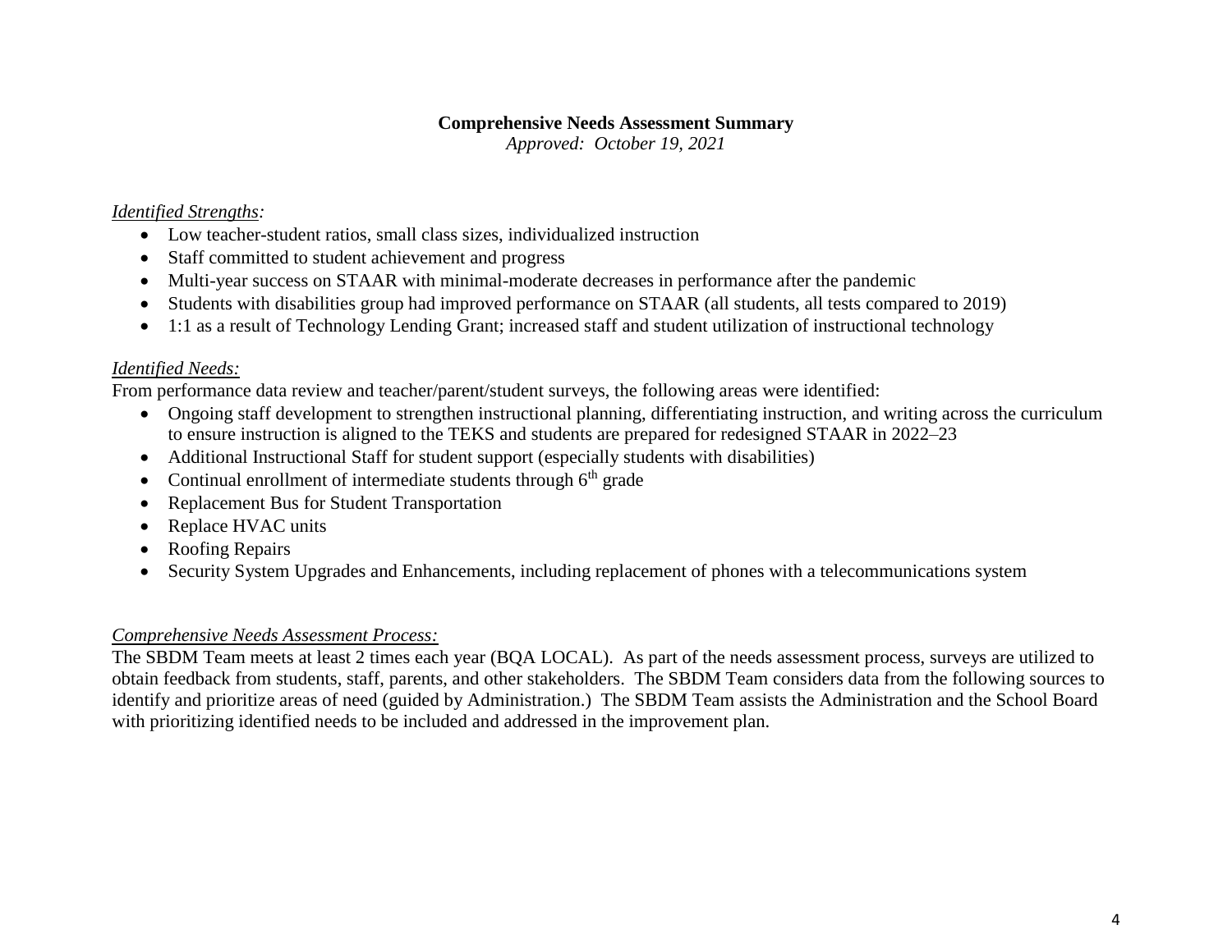## Comprehensive Needs Assessment Summary

*Approved: October 19, 2021*

*Identified Strengths:*

- Low teacher-student ratios, small class sizes, individualized instruction
- Staff committed to student achievement and progress
- Multi-year success on STAAR with minimal-moderate decreases in performance after the pandemic
- Students with disabilities group had improved performance on STAAR (all students, all tests compared to 2019)
- 1:1 as a result of Technology Lending Grant; increased staff and student utilization of instructional technology

*Identified Needs:*

From performance data review and teacher/parent/student surveys, the following areas were identified:

- Ongoing staff development to strengthen instructional planning, differentiating instruction, and writing across the curriculum to ensure instruction is aligned to the TEKS and students are prepared for redesigned STAAR in 2022–23
- Additional Instructional Staff for student support (especially students with disabilities)
- Continual enrollment of intermediate students through 6th grade
- Replacement Bus for Student Transportation
- Replace HVAC units
- Roofing Repairs
- Security System Upgrades and Enhancements, including replacement of phones with a telecommunications system

*Comprehensive Needs Assessment Process:*

The SBDM Team meets at least 2 times each year (BQA LOCAL). As part of the needs assessment process, surveys are utilized to obtain feedback from students, staff, parents, and other stakeholders. The SBDM Team considers data from the following sources to identify and prioritize areas of need (guided by Administration.) The SBDM Team assists the Administration and the School Board with prioritizing identified needs to be included and addressed in the improvement plan.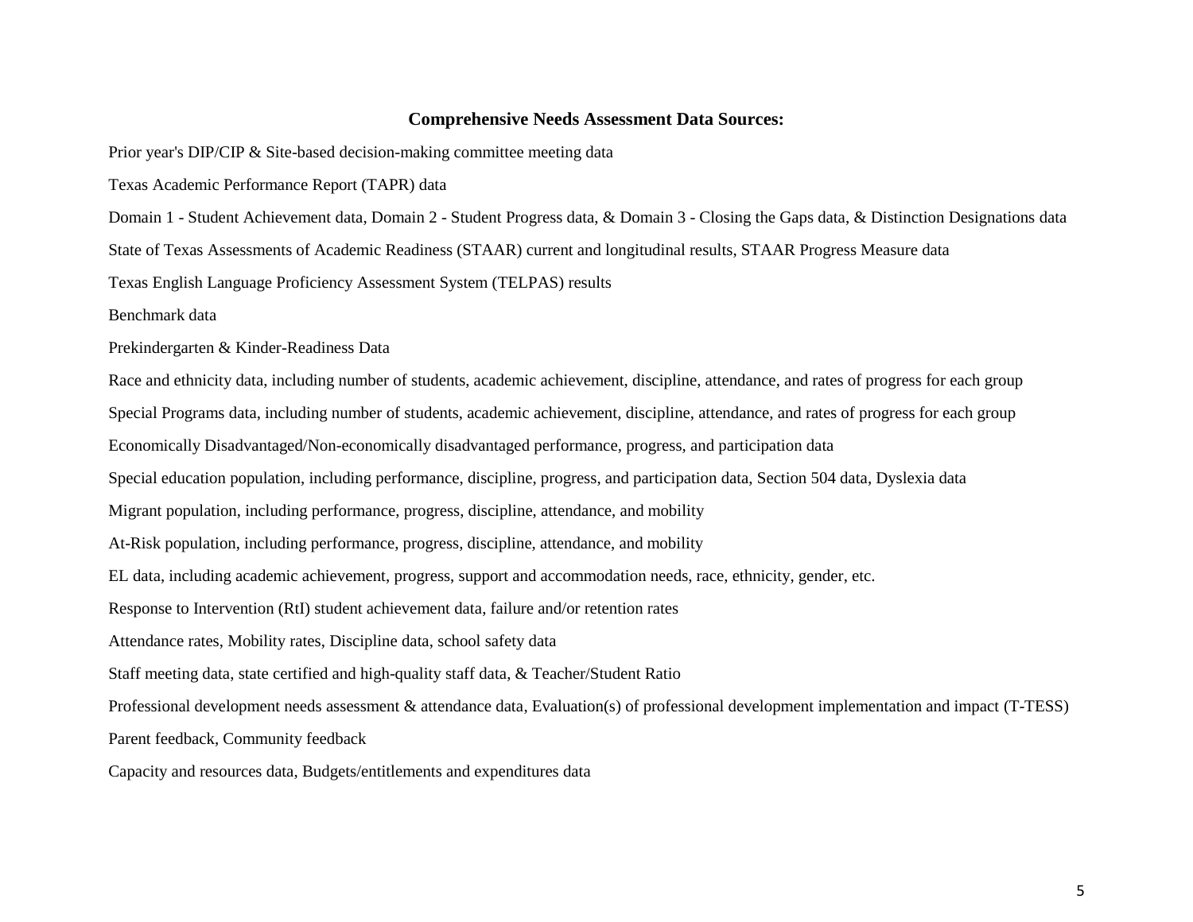## Comprehensive Needs Assessment Data Sources:

Prior year's DIP/CIP & Site-based decision-making committee meeting data

Texas Academic Performance Report (TAPR) data

Domain 1 - Student Achievement data, Domain 2 - Student Progress data, & Domain 3 - Closing the Gaps data, & Distinction Designations data

State of Texas Assessments of Academic Readiness (STAAR) current and longitudinal results, STAAR Progress Measure data

Texas English Language Proficiency Assessment System (TELPAS) results

Benchmark data

Prekindergarten & Kinder-Readiness Data

Race and ethnicity data, including number of students, academic achievement, discipline, attendance, and rates of progress for each group

Special Programs data, including number of students, academic achievement, discipline, attendance, and rates of progress for each group

Economically Disadvantaged/Non-economically disadvantaged performance, progress, and participation data

Special education population, including performance, discipline, progress, and participation data, Section 504 data, Dyslexia data

Migrant population, including performance, progress, discipline, attendance, and mobility

At-Risk population, including performance, progress, discipline, attendance, and mobility

EL data, including academic achievement, progress, support and accommodation needs, race, ethnicity, gender, etc.

Response to Intervention (RtI) student achievement data, failure and/or retention rates

Attendance rates, Mobility rates, Discipline data, school safety data

Staff meeting data, state certified and high-quality staff data, & Teacher/Student Ratio

Professional development needs assessment & attendance data, Evaluation(s) of professional development implementation and impact (T-TESS)

Parent feedback, Community feedback

Capacity and resources data, Budgets/entitlements and expenditures data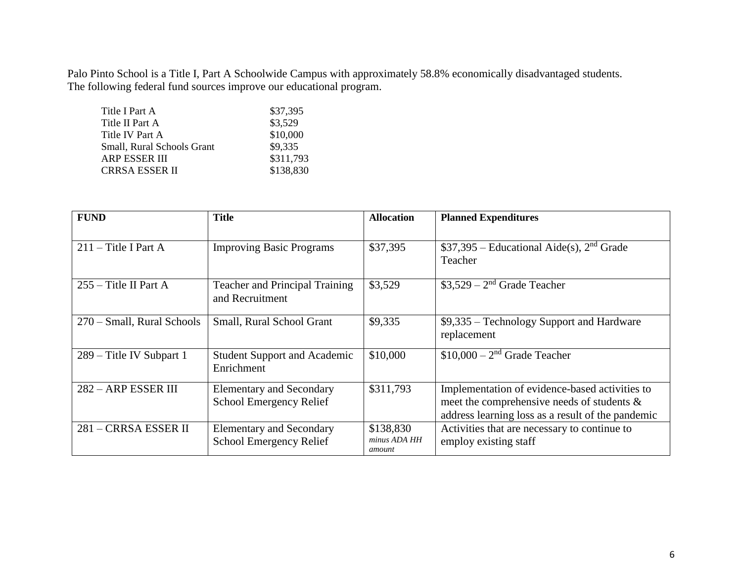Palo Pinto School is a Title I, Part A Schoolwide Campus with approximately 58.8% economically disadvantaged students. The following federal fund sources improve our educational program.

| | |
|---|---|
| Title I Part A | \$37,395 |
| Title II Part A | \$3,529 |
| Title IV Part A | \$10,000 |
| Small, Rural Schools Grant | \$9,335 |
| ARP ESSER III | \$311,793 |
| CRRSA ESSER II | \$138,830 |

| FUND | Title | Allocation | Planned Expenditures |
|---|---|---|---|
| 211 – Title I Part A | Improving Basic Programs | \$37,395 | \$37,395 – Educational Aide(s), 2nd Grade Teacher |
| 255 – Title II Part A | Teacher and Principal Training and Recruitment | \$3,529 | \$3,529 – 2nd Grade Teacher |
| 270 – Small, Rural Schools | Small, Rural School Grant | \$9,335 | \$9,335 – Technology Support and Hardware replacement |
| 289 – Title IV Subpart 1 | Student Support and Academic Enrichment | \$10,000 | \$10,000 – 2nd Grade Teacher |
| 282 – ARP ESSER III | Elementary and Secondary School Emergency Relief | \$311,793 | Implementation of evidence-based activities to meet the comprehensive needs of students & address learning loss as a result of the pandemic |
| 281 – CRRSA ESSER II | Elementary and Secondary School Emergency Relief | \$138,830 *minus ADA HH amount* | Activities that are necessary to continue to employ existing staff |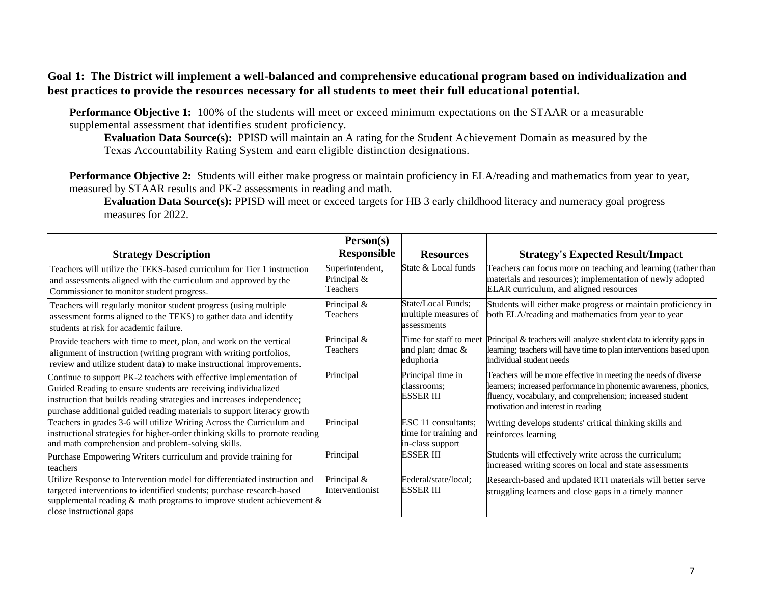**Goal 1: The District will implement a well-balanced and comprehensive educational program based on individualization and best practices to provide the resources necessary for all students to meet their full educational potential.**

**Performance Objective 1:** 100% of the students will meet or exceed minimum expectations on the STAAR or a measurable supplemental assessment that identifies student proficiency.

**Evaluation Data Source(s):** PPISD will maintain an A rating for the Student Achievement Domain as measured by the Texas Accountability Rating System and earn eligible distinction designations.

**Performance Objective 2:** Students will either make progress or maintain proficiency in ELA/reading and mathematics from year to year, measured by STAAR results and PK-2 assessments in reading and math.

**Evaluation Data Source(s):** PPISD will meet or exceed targets for HB 3 early childhood literacy and numeracy goal progress measures for 2022.

| Strategy Description | Person(s) Responsible | Resources | Strategy's Expected Result/Impact |
|---|---|---|---|
| Teachers will utilize the TEKS-based curriculum for Tier 1 instruction and assessments aligned with the curriculum and approved by the Commissioner to monitor student progress. | Superintendent, Principal & Teachers | State & Local funds | Teachers can focus more on teaching and learning (rather than materials and resources); implementation of newly adopted ELAR curriculum, and aligned resources |
| Teachers will regularly monitor student progress (using multiple assessment forms aligned to the TEKS) to gather data and identify students at risk for academic failure. | Principal & Teachers | State/Local Funds; multiple measures of assessments | Students will either make progress or maintain proficiency in both ELA/reading and mathematics from year to year |
| Provide teachers with time to meet, plan, and work on the vertical alignment of instruction (writing program with writing portfolios, review and utilize student data) to make instructional improvements. | Principal & Teachers | Time for staff to meet and plan; dmac & eduphoria | Principal & teachers will analyze student data to identify gaps in learning; teachers will have time to plan interventions based upon individual student needs |
| Continue to support PK-2 teachers with effective implementation of Guided Reading to ensure students are receiving individualized instruction that builds reading strategies and increases independence; purchase additional guided reading materials to support literacy growth | Principal | Principal time in classrooms; ESSER III | Teachers will be more effective in meeting the needs of diverse learners; increased performance in phonemic awareness, phonics, fluency, vocabulary, and comprehension; increased student motivation and interest in reading |
| Teachers in grades 3-6 will utilize Writing Across the Curriculum and instructional strategies for higher-order thinking skills to promote reading and math comprehension and problem-solving skills. | Principal | ESC 11 consultants; time for training and in-class support | Writing develops students' critical thinking skills and reinforces learning |
| Purchase Empowering Writers curriculum and provide training for teachers | Principal | ESSER III | Students will effectively write across the curriculum; increased writing scores on local and state assessments |
| Utilize Response to Intervention model for differentiated instruction and targeted interventions to identified students; purchase research-based supplemental reading & math programs to improve student achievement & close instructional gaps | Principal & Interventionist | Federal/state/local; ESSER III | Research-based and updated RTI materials will better serve struggling learners and close gaps in a timely manner |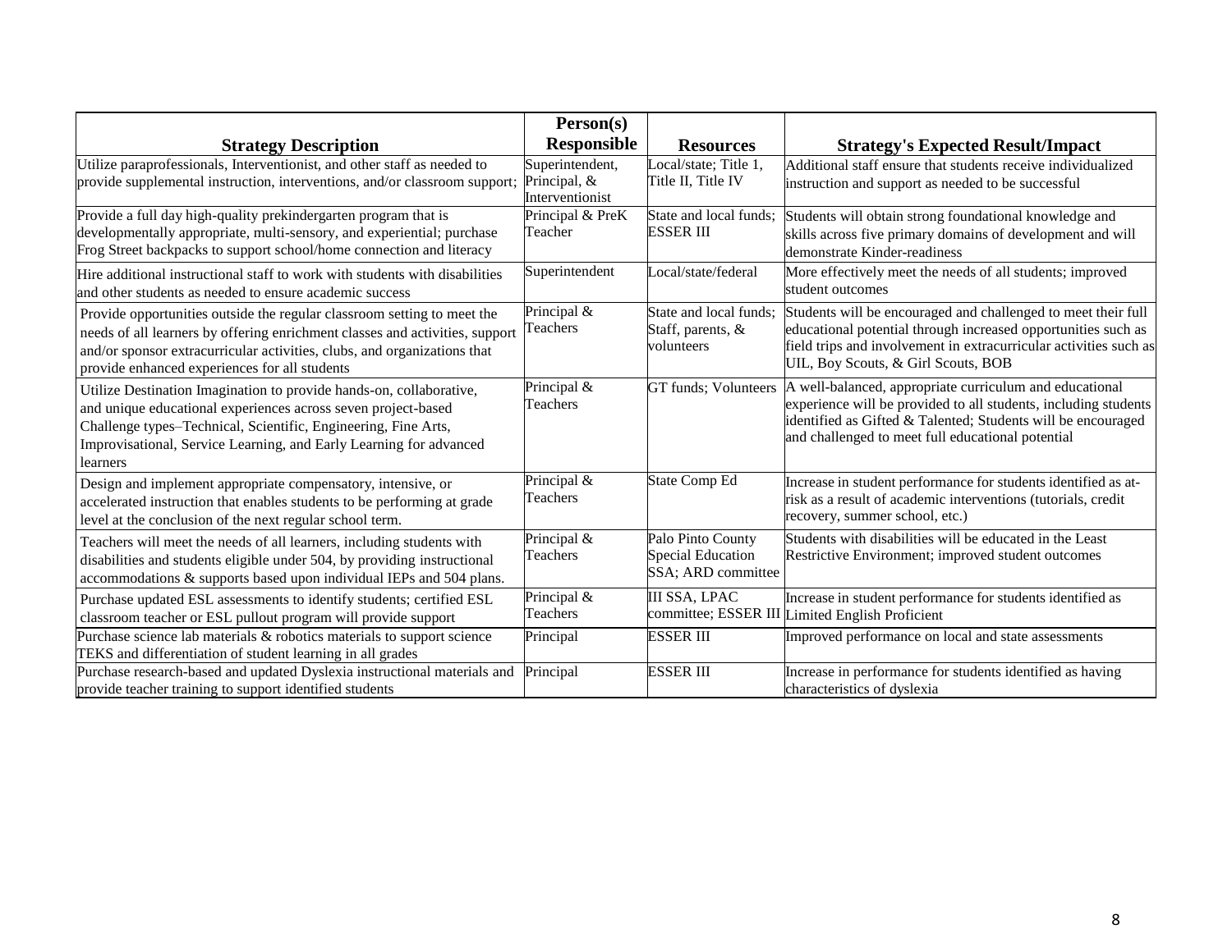| Strategy Description | Person(s) Responsible | Resources | Strategy's Expected Result/Impact |
|---|---|---|---|
| Utilize paraprofessionals, Interventionist, and other staff as needed to provide supplemental instruction, interventions, and/or classroom support; | Superintendent, Principal, & Interventionist | Local/state; Title 1, Title II, Title IV | Additional staff ensure that students receive individualized instruction and support as needed to be successful |
| Provide a full day high-quality prekindergarten program that is developmentally appropriate, multi-sensory, and experiential; purchase Frog Street backpacks to support school/home connection and literacy | Principal & PreK Teacher | State and local funds; ESSER III | Students will obtain strong foundational knowledge and skills across five primary domains of development and will demonstrate Kinder-readiness |
| Hire additional instructional staff to work with students with disabilities and other students as needed to ensure academic success | Superintendent | Local/state/federal | More effectively meet the needs of all students; improved student outcomes |
| Provide opportunities outside the regular classroom setting to meet the needs of all learners by offering enrichment classes and activities, support and/or sponsor extracurricular activities, clubs, and organizations that provide enhanced experiences for all students | Principal & Teachers | State and local funds; Staff, parents, & volunteers | Students will be encouraged and challenged to meet their full educational potential through increased opportunities such as field trips and involvement in extracurricular activities such as UIL, Boy Scouts, & Girl Scouts, BOB |
| Utilize Destination Imagination to provide hands-on, collaborative, and unique educational experiences across seven project-based Challenge types–Technical, Scientific, Engineering, Fine Arts, Improvisational, Service Learning, and Early Learning for advanced learners | Principal & Teachers | GT funds; Volunteers | A well-balanced, appropriate curriculum and educational experience will be provided to all students, including students identified as Gifted & Talented; Students will be encouraged and challenged to meet full educational potential |
| Design and implement appropriate compensatory, intensive, or accelerated instruction that enables students to be performing at grade level at the conclusion of the next regular school term. | Principal & Teachers | State Comp Ed | Increase in student performance for students identified as at-risk as a result of academic interventions (tutorials, credit recovery, summer school, etc.) |
| Teachers will meet the needs of all learners, including students with disabilities and students eligible under 504, by providing instructional accommodations & supports based upon individual IEPs and 504 plans. | Principal & Teachers | Palo Pinto County Special Education SSA; ARD committee | Students with disabilities will be educated in the Least Restrictive Environment; improved student outcomes |
| Purchase updated ESL assessments to identify students; certified ESL classroom teacher or ESL pullout program will provide support | Principal & Teachers | III SSA, LPAC committee; ESSER III | Increase in student performance for students identified as Limited English Proficient |
| Purchase science lab materials & robotics materials to support science TEKS and differentiation of student learning in all grades | Principal | ESSER III | Improved performance on local and state assessments |
| Purchase research-based and updated Dyslexia instructional materials and provide teacher training to support identified students | Principal | ESSER III | Increase in performance for students identified as having characteristics of dyslexia |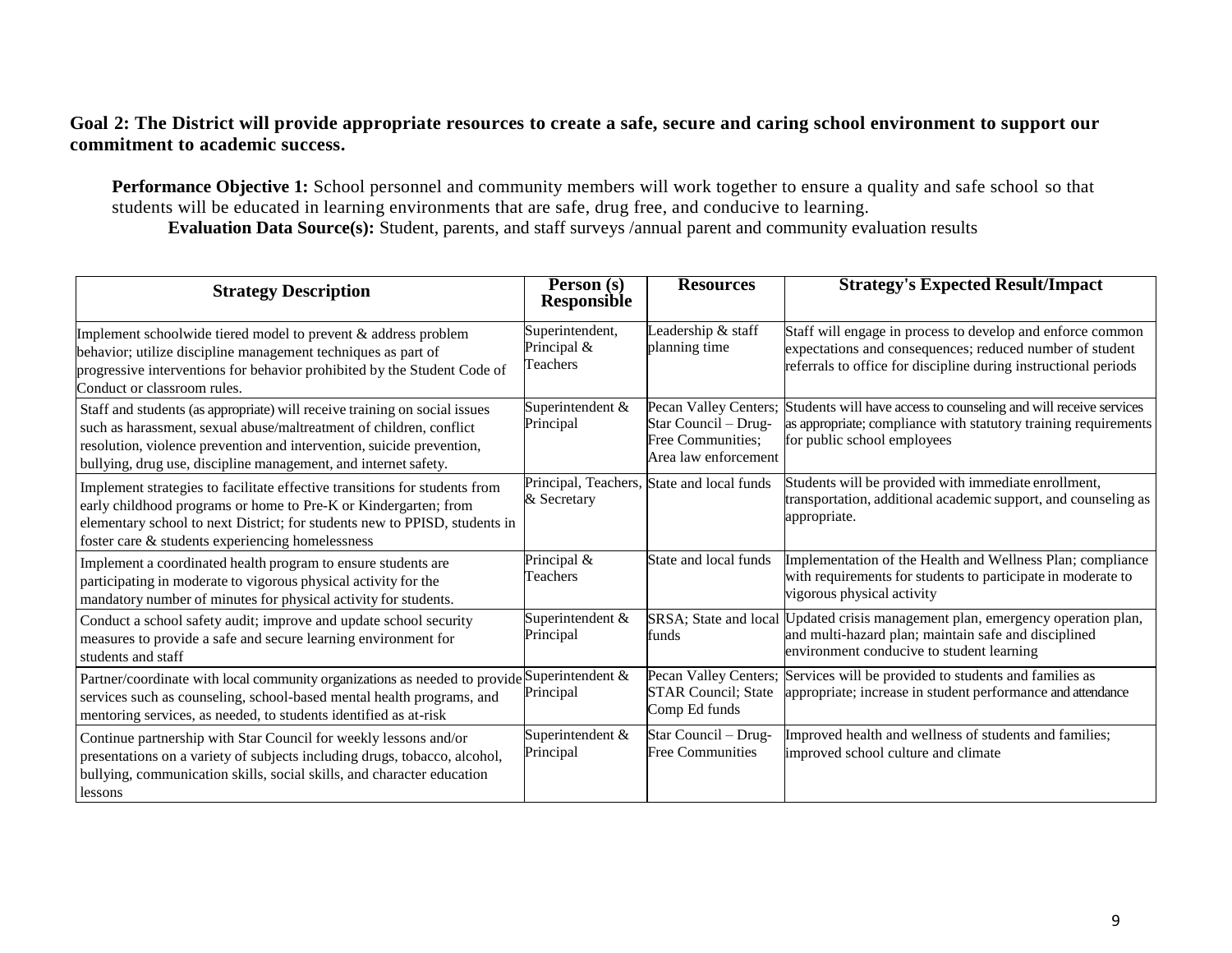**Goal 2: The District will provide appropriate resources to create a safe, secure and caring school environment to support our commitment to academic success.**

**Performance Objective 1:** School personnel and community members will work together to ensure a quality and safe school so that students will be educated in learning environments that are safe, drug free, and conducive to learning.

**Evaluation Data Source(s):** Student, parents, and staff surveys /annual parent and community evaluation results

| Strategy Description | Person (s) Responsible | Resources | Strategy's Expected Result/Impact |
|---|---|---|---|
| Implement schoolwide tiered model to prevent & address problem behavior; utilize discipline management techniques as part of progressive interventions for behavior prohibited by the Student Code of Conduct or classroom rules. | Superintendent, Principal & Teachers | Leadership & staff planning time | Staff will engage in process to develop and enforce common expectations and consequences; reduced number of student referrals to office for discipline during instructional periods |
| Staff and students (as appropriate) will receive training on social issues such as harassment, sexual abuse/maltreatment of children, conflict resolution, violence prevention and intervention, suicide prevention, bullying, drug use, discipline management, and internet safety. | Superintendent & Principal | Pecan Valley Centers; Star Council – Drug-Free Communities; Area law enforcement | Students will have access to counseling and will receive services as appropriate; compliance with statutory training requirements for public school employees |
| Implement strategies to facilitate effective transitions for students from early childhood programs or home to Pre-K or Kindergarten; from elementary school to next District; for students new to PPISD, students in foster care & students experiencing homelessness | Principal, Teachers, & Secretary | State and local funds | Students will be provided with immediate enrollment, transportation, additional academic support, and counseling as appropriate. |
| Implement a coordinated health program to ensure students are participating in moderate to vigorous physical activity for the mandatory number of minutes for physical activity for students. | Principal & Teachers | State and local funds | Implementation of the Health and Wellness Plan; compliance with requirements for students to participate in moderate to vigorous physical activity |
| Conduct a school safety audit; improve and update school security measures to provide a safe and secure learning environment for students and staff | Superintendent & Principal | SRSA; State and local funds | Updated crisis management plan, emergency operation plan, and multi-hazard plan; maintain safe and disciplined environment conducive to student learning |
| Partner/coordinate with local community organizations as needed to provide services such as counseling, school-based mental health programs, and mentoring services, as needed, to students identified as at-risk | Superintendent & Principal | Pecan Valley Centers; STAR Council; State Comp Ed funds | Services will be provided to students and families as appropriate; increase in student performance and attendance |
| Continue partnership with Star Council for weekly lessons and/or presentations on a variety of subjects including drugs, tobacco, alcohol, bullying, communication skills, social skills, and character education lessons | Superintendent & Principal | Star Council – Drug-Free Communities | Improved health and wellness of students and families; improved school culture and climate |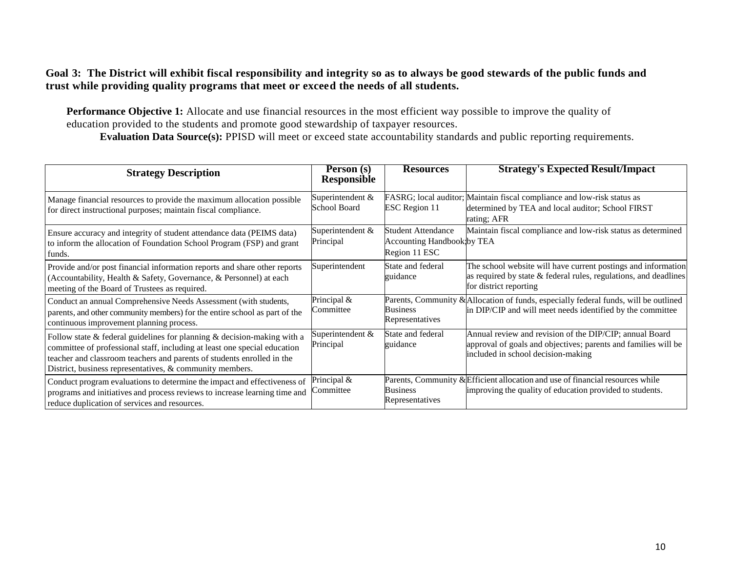**Goal 3: The District will exhibit fiscal responsibility and integrity so as to always be good stewards of the public funds and trust while providing quality programs that meet or exceed the needs of all students.**

**Performance Objective 1:** Allocate and use financial resources in the most efficient way possible to improve the quality of education provided to the students and promote good stewardship of taxpayer resources.

**Evaluation Data Source(s):** PPISD will meet or exceed state accountability standards and public reporting requirements.

| Strategy Description | Person (s) Responsible | Resources | Strategy's Expected Result/Impact |
|---|---|---|---|
| Manage financial resources to provide the maximum allocation possible for direct instructional purposes; maintain fiscal compliance. | Superintendent & School Board | FASRG; local auditor; ESC Region 11 | Maintain fiscal compliance and low-risk status as determined by TEA and local auditor; School FIRST rating; AFR |
| Ensure accuracy and integrity of student attendance data (PEIMS data) to inform the allocation of Foundation School Program (FSP) and grant funds. | Superintendent & Principal | Student Attendance Accounting Handbook; Region 11 ESC | Maintain fiscal compliance and low-risk status as determined by TEA |
| Provide and/or post financial information reports and share other reports (Accountability, Health & Safety, Governance, & Personnel) at each meeting of the Board of Trustees as required. | Superintendent | State and federal guidance | The school website will have current postings and information as required by state & federal rules, regulations, and deadlines for district reporting |
| Conduct an annual Comprehensive Needs Assessment (with students, parents, and other community members) for the entire school as part of the continuous improvement planning process. | Principal & Committee | Parents, Community & Business Representatives | Allocation of funds, especially federal funds, will be outlined in DIP/CIP and will meet needs identified by the committee |
| Follow state & federal guidelines for planning & decision-making with a committee of professional staff, including at least one special education teacher and classroom teachers and parents of students enrolled in the District, business representatives, & community members. | Superintendent & Principal | State and federal guidance | Annual review and revision of the DIP/CIP; annual Board approval of goals and objectives; parents and families will be included in school decision-making |
| Conduct program evaluations to determine the impact and effectiveness of programs and initiatives and process reviews to increase learning time and reduce duplication of services and resources. | Principal & Committee | Parents, Community & Business Representatives | Efficient allocation and use of financial resources while improving the quality of education provided to students. |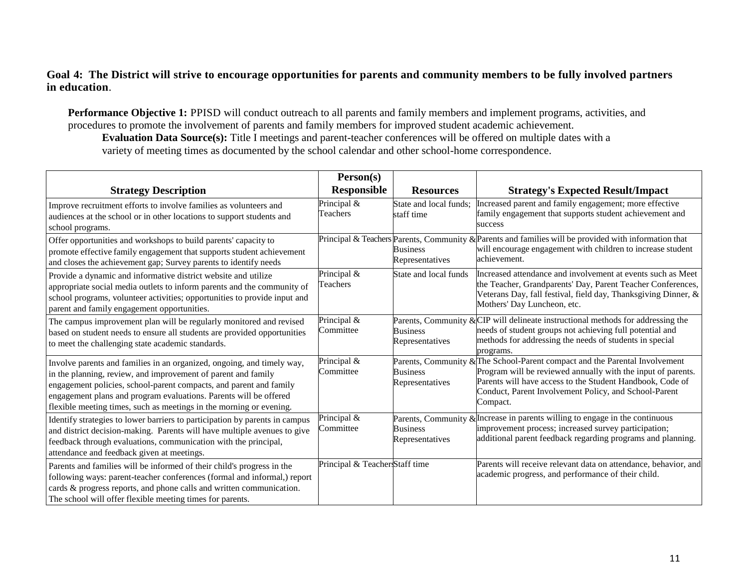**Goal 4: The District will strive to encourage opportunities for parents and community members to be fully involved partners in education**.

**Performance Objective 1:** PPISD will conduct outreach to all parents and family members and implement programs, activities, and procedures to promote the involvement of parents and family members for improved student academic achievement.

**Evaluation Data Source(s):** Title I meetings and parent-teacher conferences will be offered on multiple dates with a variety of meeting times as documented by the school calendar and other school-home correspondence.

| Strategy Description | Person(s) Responsible | Resources | Strategy's Expected Result/Impact |
|---|---|---|---|
| Improve recruitment efforts to involve families as volunteers and audiences at the school or in other locations to support students and school programs. | Principal & Teachers | State and local funds; staff time | Increased parent and family engagement; more effective family engagement that supports student achievement and success |
| Offer opportunities and workshops to build parents' capacity to promote effective family engagement that supports student achievement and closes the achievement gap; Survey parents to identify needs | Principal & Teachers | Parents, Community & Business Representatives | Parents and families will be provided with information that will encourage engagement with children to increase student achievement. |
| Provide a dynamic and informative district website and utilize appropriate social media outlets to inform parents and the community of school programs, volunteer activities; opportunities to provide input and parent and family engagement opportunities. | Principal & Teachers | State and local funds | Increased attendance and involvement at events such as Meet the Teacher, Grandparents' Day, Parent Teacher Conferences, Veterans Day, fall festival, field day, Thanksgiving Dinner, & Mothers' Day Luncheon, etc. |
| The campus improvement plan will be regularly monitored and revised based on student needs to ensure all students are provided opportunities to meet the challenging state academic standards. | Principal & Committee | Parents, Community & Business Representatives | CIP will delineate instructional methods for addressing the needs of student groups not achieving full potential and methods for addressing the needs of students in special programs. |
| Involve parents and families in an organized, ongoing, and timely way, in the planning, review, and improvement of parent and family engagement policies, school-parent compacts, and parent and family engagement plans and program evaluations. Parents will be offered flexible meeting times, such as meetings in the morning or evening. | Principal & Committee | Parents, Community & Business Representatives | The School-Parent compact and the Parental Involvement Program will be reviewed annually with the input of parents. Parents will have access to the Student Handbook, Code of Conduct, Parent Involvement Policy, and School-Parent Compact. |
| Identify strategies to lower barriers to participation by parents in campus and district decision-making. Parents will have multiple avenues to give feedback through evaluations, communication with the principal, attendance and feedback given at meetings. | Principal & Committee | Parents, Community & Business Representatives | Increase in parents willing to engage in the continuous improvement process; increased survey participation; additional parent feedback regarding programs and planning. |
| Parents and families will be informed of their child's progress in the following ways: parent-teacher conferences (formal and informal,) report cards & progress reports, and phone calls and written communication. The school will offer flexible meeting times for parents. | Principal & Teachers | Staff time | Parents will receive relevant data on attendance, behavior, and academic progress, and performance of their child. |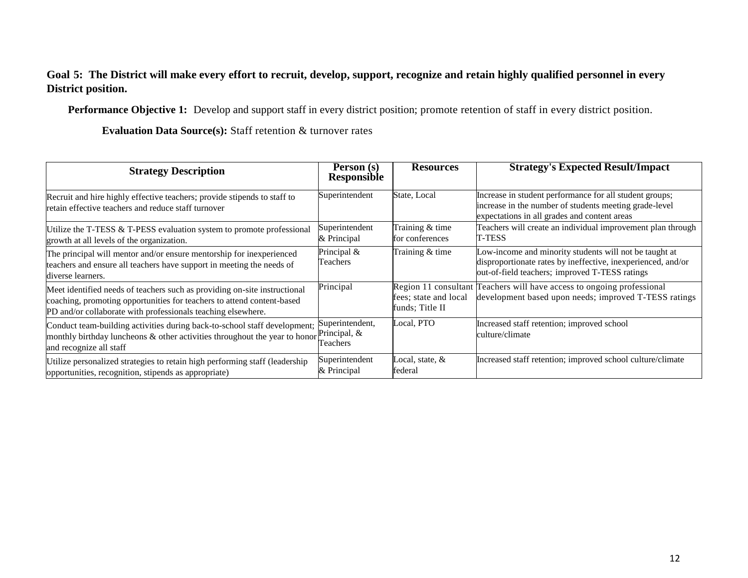**Goal 5: The District will make every effort to recruit, develop, support, recognize and retain highly qualified personnel in every District position.**

**Performance Objective 1:** Develop and support staff in every district position; promote retention of staff in every district position.

**Evaluation Data Source(s):** Staff retention & turnover rates

| Strategy Description | Person (s) Responsible | Resources | Strategy's Expected Result/Impact |
|---|---|---|---|
| Recruit and hire highly effective teachers; provide stipends to staff to retain effective teachers and reduce staff turnover | Superintendent | State, Local | Increase in student performance for all student groups; increase in the number of students meeting grade-level expectations in all grades and content areas |
| Utilize the T-TESS & T-PESS evaluation system to promote professional growth at all levels of the organization. | Superintendent & Principal | Training & time for conferences | Teachers will create an individual improvement plan through T-TESS |
| The principal will mentor and/or ensure mentorship for inexperienced teachers and ensure all teachers have support in meeting the needs of diverse learners. | Principal & Teachers | Training & time | Low-income and minority students will not be taught at disproportionate rates by ineffective, inexperienced, and/or out-of-field teachers; improved T-TESS ratings |
| Meet identified needs of teachers such as providing on-site instructional coaching, promoting opportunities for teachers to attend content-based PD and/or collaborate with professionals teaching elsewhere. | Principal | Region 11 consultant fees; state and local funds; Title II | Teachers will have access to ongoing professional development based upon needs; improved T-TESS ratings |
| Conduct team-building activities during back-to-school staff development; monthly birthday luncheons & other activities throughout the year to honor and recognize all staff | Superintendent, Principal, & Teachers | Local, PTO | Increased staff retention; improved school culture/climate |
| Utilize personalized strategies to retain high performing staff (leadership opportunities, recognition, stipends as appropriate) | Superintendent & Principal | Local, state, & federal | Increased staff retention; improved school culture/climate |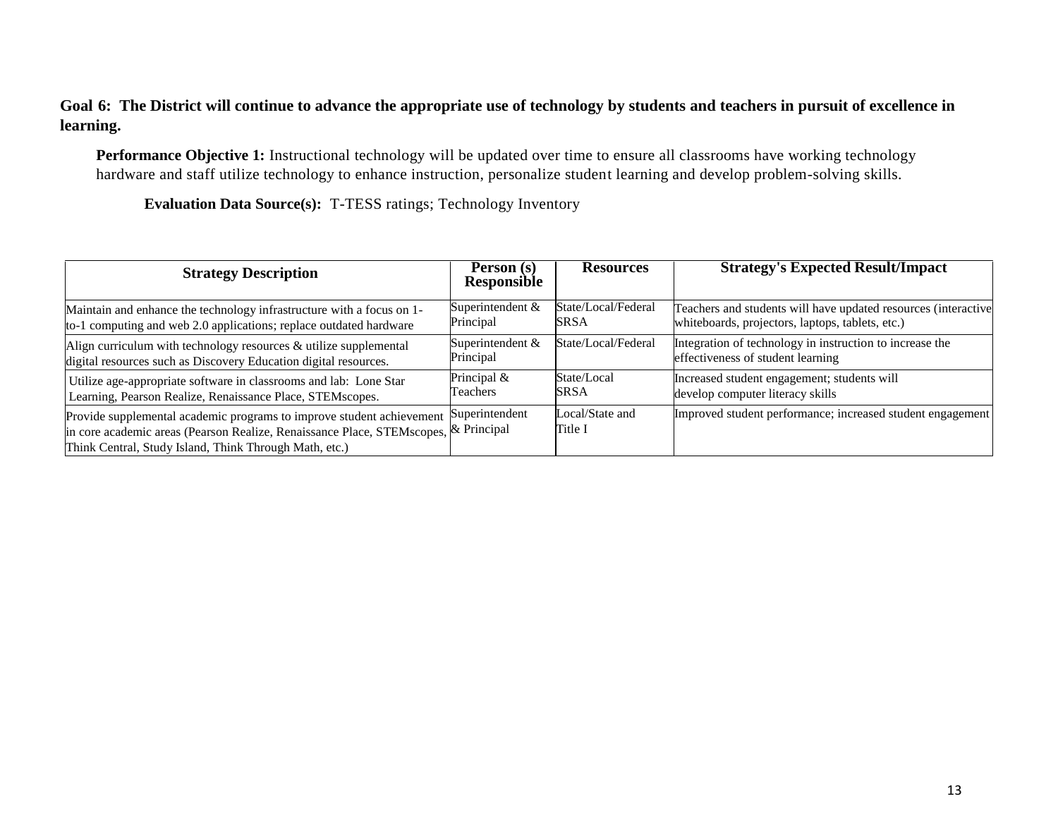**Goal 6: The District will continue to advance the appropriate use of technology by students and teachers in pursuit of excellence in learning.**

**Performance Objective 1:** Instructional technology will be updated over time to ensure all classrooms have working technology hardware and staff utilize technology to enhance instruction, personalize student learning and develop problem-solving skills.

**Evaluation Data Source(s):** T-TESS ratings; Technology Inventory

| Strategy Description | Person (s) Responsible | Resources | Strategy's Expected Result/Impact |
|---|---|---|---|
| Maintain and enhance the technology infrastructure with a focus on 1-to-1 computing and web 2.0 applications; replace outdated hardware | Superintendent & Principal | State/Local/Federal SRSA | Teachers and students will have updated resources (interactive whiteboards, projectors, laptops, tablets, etc.) |
| Align curriculum with technology resources & utilize supplemental digital resources such as Discovery Education digital resources. | Superintendent & Principal | State/Local/Federal | Integration of technology in instruction to increase the effectiveness of student learning |
| Utilize age-appropriate software in classrooms and lab: Lone Star Learning, Pearson Realize, Renaissance Place, STEMscopes. | Principal & Teachers | State/Local SRSA | Increased student engagement; students will develop computer literacy skills |
| Provide supplemental academic programs to improve student achievement in core academic areas (Pearson Realize, Renaissance Place, STEMscopes, Think Central, Study Island, Think Through Math, etc.) | Superintendent & Principal | Local/State and Title I | Improved student performance; increased student engagement |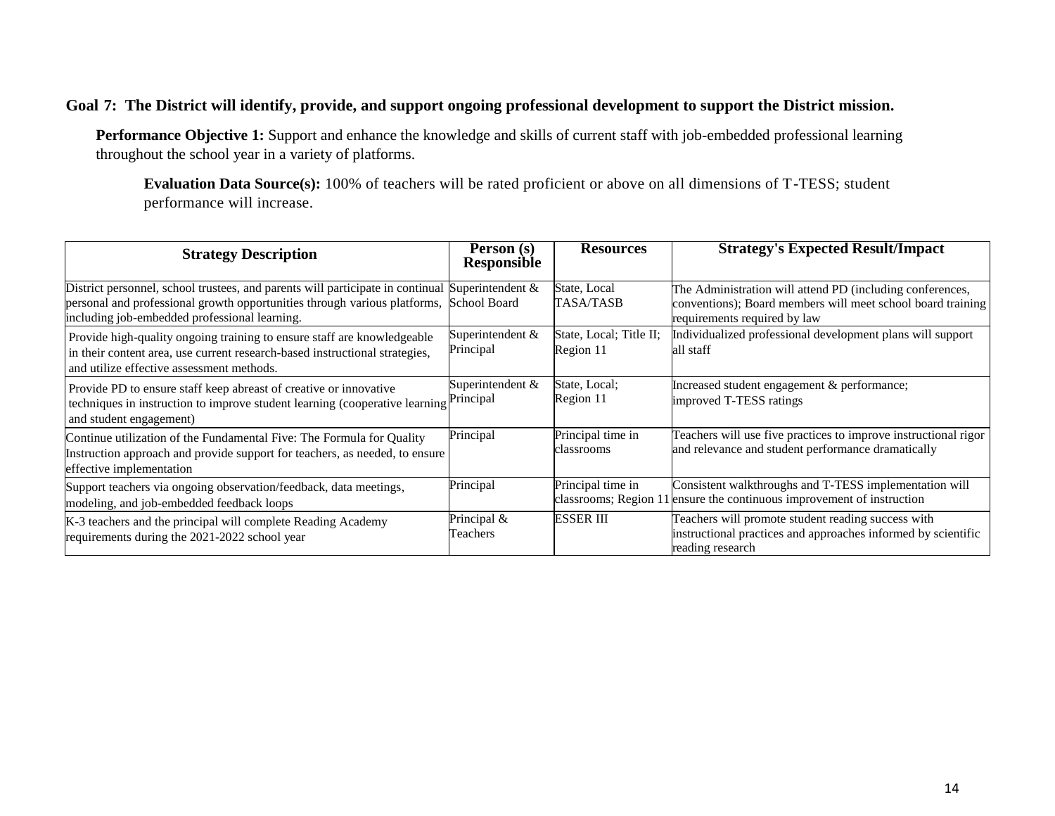**Goal 7: The District will identify, provide, and support ongoing professional development to support the District mission.**

**Performance Objective 1:** Support and enhance the knowledge and skills of current staff with job-embedded professional learning throughout the school year in a variety of platforms.

**Evaluation Data Source(s):** 100% of teachers will be rated proficient or above on all dimensions of T-TESS; student performance will increase.

| Strategy Description | Person (s) Responsible | Resources | Strategy's Expected Result/Impact |
|---|---|---|---|
| District personnel, school trustees, and parents will participate in continual personal and professional growth opportunities through various platforms, including job-embedded professional learning. | Superintendent & School Board | State, Local TASA/TASB | The Administration will attend PD (including conferences, conventions); Board members will meet school board training requirements required by law |
| Provide high-quality ongoing training to ensure staff are knowledgeable in their content area, use current research-based instructional strategies, and utilize effective assessment methods. | Superintendent & Principal | State, Local; Title II; Region 11 | Individualized professional development plans will support all staff |
| Provide PD to ensure staff keep abreast of creative or innovative techniques in instruction to improve student learning (cooperative learning and student engagement) | Superintendent & Principal | State, Local; Region 11 | Increased student engagement & performance; improved T-TESS ratings |
| Continue utilization of the Fundamental Five: The Formula for Quality Instruction approach and provide support for teachers, as needed, to ensure effective implementation | Principal | Principal time in classrooms | Teachers will use five practices to improve instructional rigor and relevance and student performance dramatically |
| Support teachers via ongoing observation/feedback, data meetings, modeling, and job-embedded feedback loops | Principal | Principal time in classrooms; Region 11 | Consistent walkthroughs and T-TESS implementation will ensure the continuous improvement of instruction |
| K-3 teachers and the principal will complete Reading Academy requirements during the 2021-2022 school year | Principal & Teachers | ESSER III | Teachers will promote student reading success with instructional practices and approaches informed by scientific reading research |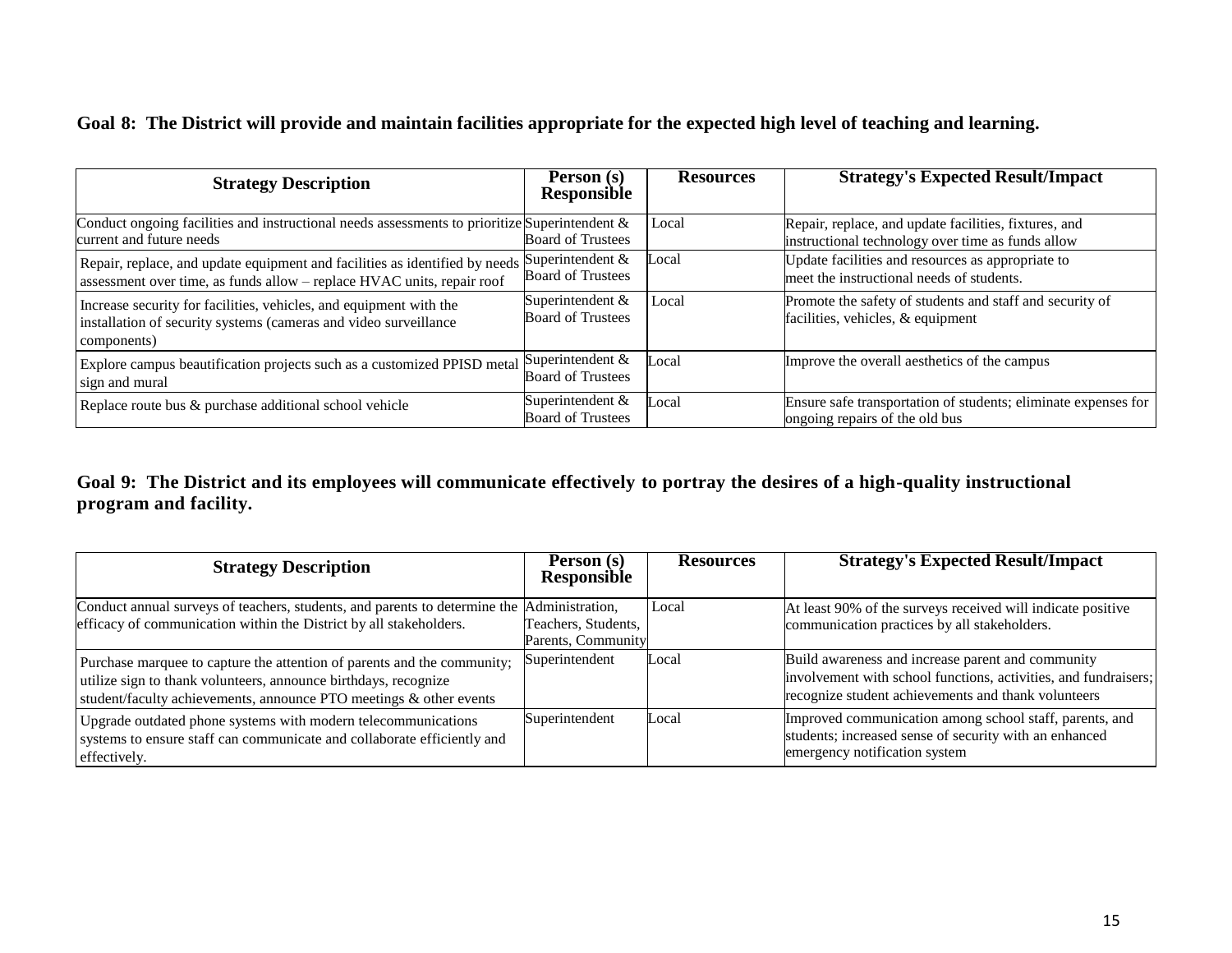**Goal 8: The District will provide and maintain facilities appropriate for the expected high level of teaching and learning.**

| Strategy Description | Person (s) Responsible | Resources | Strategy's Expected Result/Impact |
|---|---|---|---|
| Conduct ongoing facilities and instructional needs assessments to prioritize current and future needs | Superintendent & Board of Trustees | Local | Repair, replace, and update facilities, fixtures, and instructional technology over time as funds allow |
| Repair, replace, and update equipment and facilities as identified by needs assessment over time, as funds allow – replace HVAC units, repair roof | Superintendent & Board of Trustees | Local | Update facilities and resources as appropriate to meet the instructional needs of students. |
| Increase security for facilities, vehicles, and equipment with the installation of security systems (cameras and video surveillance components) | Superintendent & Board of Trustees | Local | Promote the safety of students and staff and security of facilities, vehicles, & equipment |
| Explore campus beautification projects such as a customized PPISD metal sign and mural | Superintendent & Board of Trustees | Local | Improve the overall aesthetics of the campus |
| Replace route bus & purchase additional school vehicle | Superintendent & Board of Trustees | Local | Ensure safe transportation of students; eliminate expenses for ongoing repairs of the old bus |

**Goal 9: The District and its employees will communicate effectively to portray the desires of a high-quality instructional program and facility.**

| Strategy Description | Person (s) Responsible | Resources | Strategy's Expected Result/Impact |
|---|---|---|---|
| Conduct annual surveys of teachers, students, and parents to determine the efficacy of communication within the District by all stakeholders. | Administration, Teachers, Students, Parents, Community | Local | At least 90% of the surveys received will indicate positive communication practices by all stakeholders. |
| Purchase marquee to capture the attention of parents and the community; utilize sign to thank volunteers, announce birthdays, recognize student/faculty achievements, announce PTO meetings & other events | Superintendent | Local | Build awareness and increase parent and community involvement with school functions, activities, and fundraisers; recognize student achievements and thank volunteers |
| Upgrade outdated phone systems with modern telecommunications systems to ensure staff can communicate and collaborate efficiently and effectively. | Superintendent | Local | Improved communication among school staff, parents, and students; increased sense of security with an enhanced emergency notification system |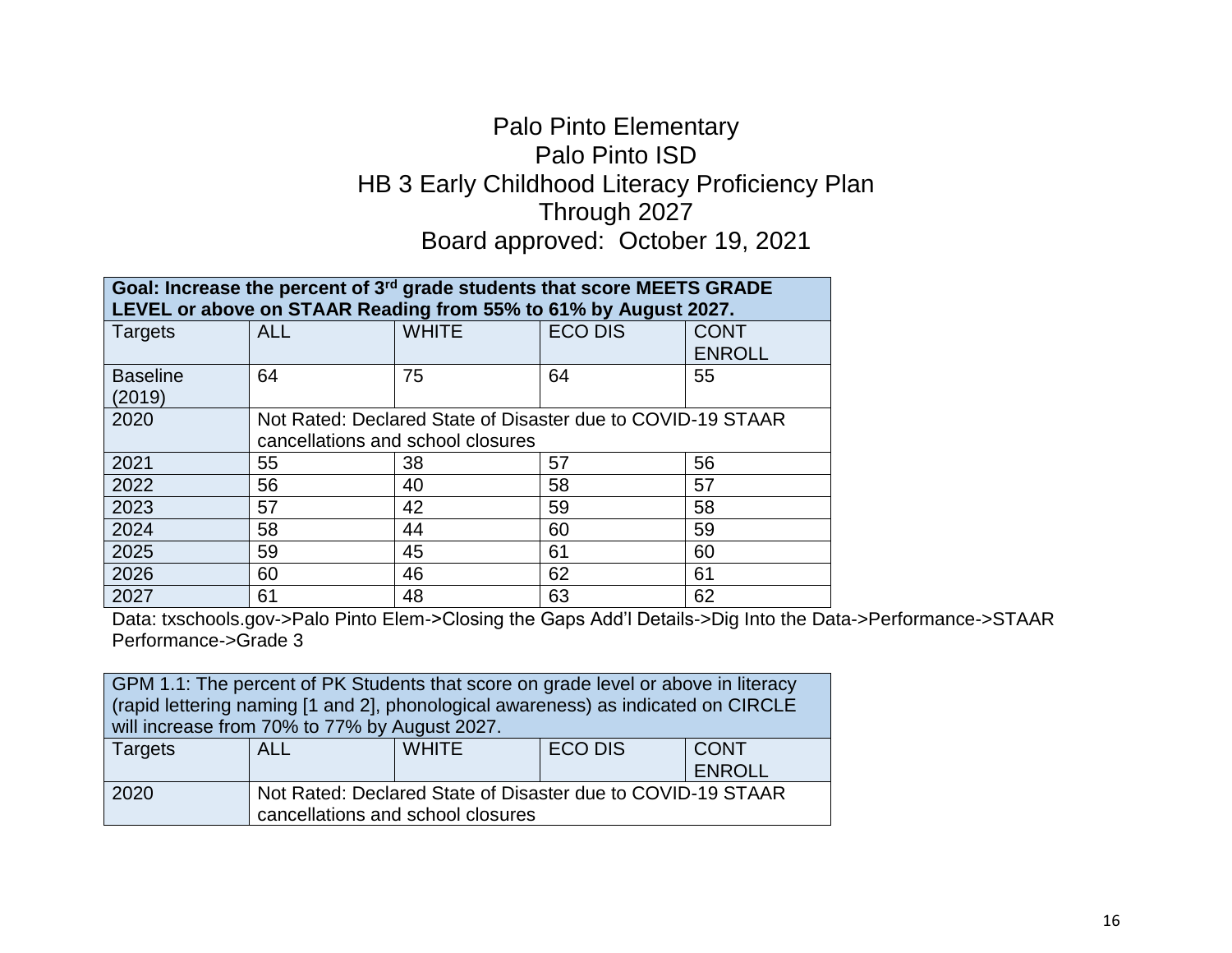# Palo Pinto Elementary
# Palo Pinto ISD
# HB 3 Early Childhood Literacy Proficiency Plan
# Through 2027
# Board approved: October 19, 2021

| **Goal: Increase the percent of 3rd grade students that score MEETS GRADE LEVEL or above on STAAR Reading from 55% to 61% by August 2027.** | | | | |
|---|---|---|---|---|
| Targets | ALL | WHITE | ECO DIS | CONT ENROLL |
| Baseline (2019) | 64 | 75 | 64 | 55 |
| 2020 | Not Rated: Declared State of Disaster due to COVID-19 STAAR cancellations and school closures | | | |
| 2021 | 55 | 38 | 57 | 56 |
| 2022 | 56 | 40 | 58 | 57 |
| 2023 | 57 | 42 | 59 | 58 |
| 2024 | 58 | 44 | 60 | 59 |
| 2025 | 59 | 45 | 61 | 60 |
| 2026 | 60 | 46 | 62 | 61 |
| 2027 | 61 | 48 | 63 | 62 |

Data: txschools.gov->Palo Pinto Elem->Closing the Gaps Add'l Details->Dig Into the Data->Performance->STAAR Performance->Grade 3

| GPM 1.1: The percent of PK Students that score on grade level or above in literacy (rapid lettering naming [1 and 2], phonological awareness) as indicated on CIRCLE will increase from 70% to 77% by August 2027. | | | | |
|---|---|---|---|---|
| Targets | ALL | WHITE | ECO DIS | CONT ENROLL |
| 2020 | Not Rated: Declared State of Disaster due to COVID-19 STAAR cancellations and school closures | | | |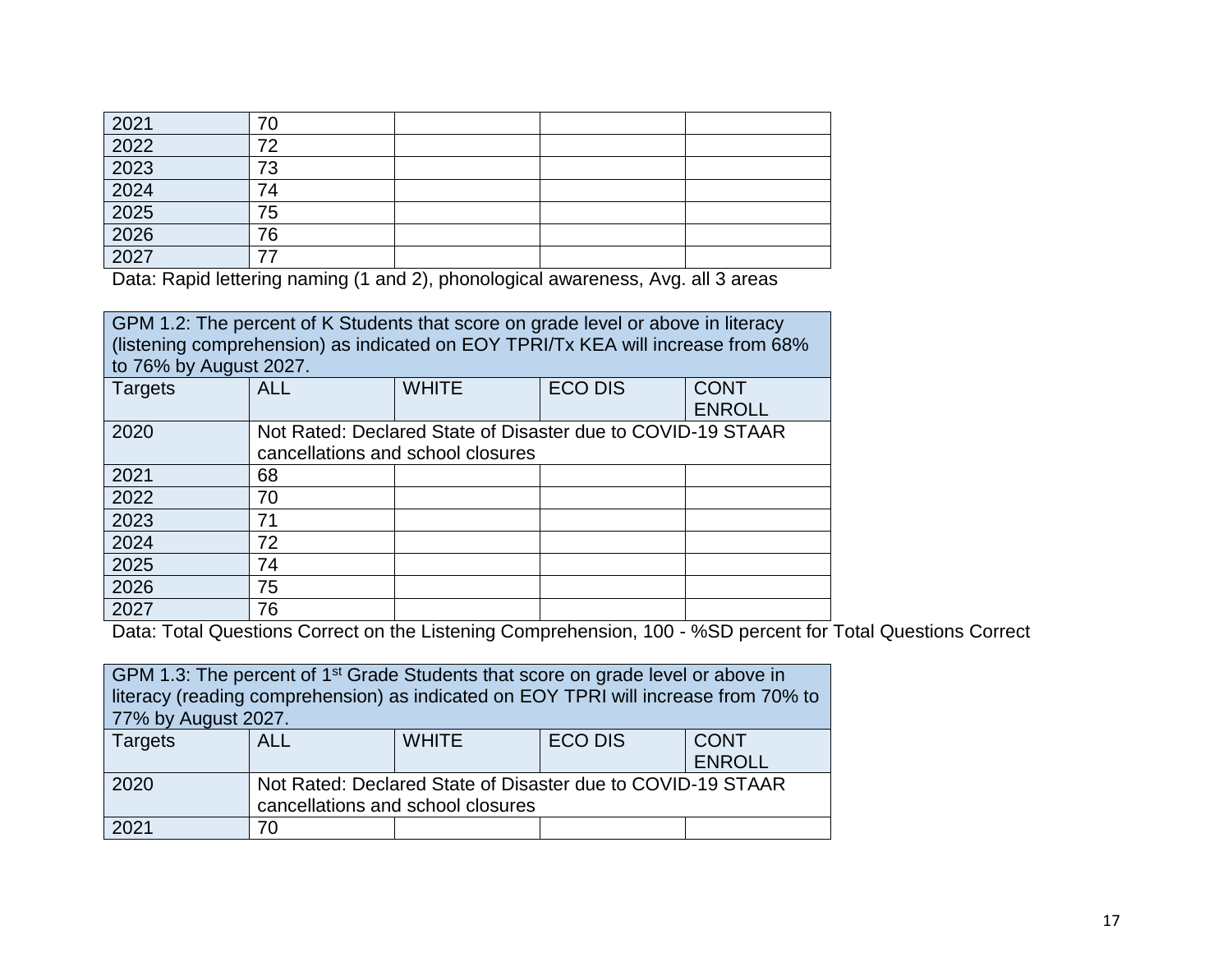| | | | | |
|---|---|---|---|---|
| 2021 | 70 | | | |
| 2022 | 72 | | | |
| 2023 | 73 | | | |
| 2024 | 74 | | | |
| 2025 | 75 | | | |
| 2026 | 76 | | | |
| 2027 | 77 | | | |

Data: Rapid lettering naming (1 and 2), phonological awareness, Avg. all 3 areas

| GPM 1.2: The percent of K Students that score on grade level or above in literacy (listening comprehension) as indicated on EOY TPRI/Tx KEA will increase from 68% to 76% by August 2027. | | | | |
|---|---|---|---|---|
| Targets | ALL | WHITE | ECO DIS | CONT ENROLL |
| 2020 | Not Rated: Declared State of Disaster due to COVID-19 STAAR cancellations and school closures | | | |
| 2021 | 68 | | | |
| 2022 | 70 | | | |
| 2023 | 71 | | | |
| 2024 | 72 | | | |
| 2025 | 74 | | | |
| 2026 | 75 | | | |
| 2027 | 76 | | | |

Data: Total Questions Correct on the Listening Comprehension, 100 - %SD percent for Total Questions Correct

| GPM 1.3: The percent of 1st Grade Students that score on grade level or above in literacy (reading comprehension) as indicated on EOY TPRI will increase from 70% to 77% by August 2027. | | | | |
|---|---|---|---|---|
| Targets | ALL | WHITE | ECO DIS | CONT ENROLL |
| 2020 | Not Rated: Declared State of Disaster due to COVID-19 STAAR cancellations and school closures | | | |
| 2021 | 70 | | | |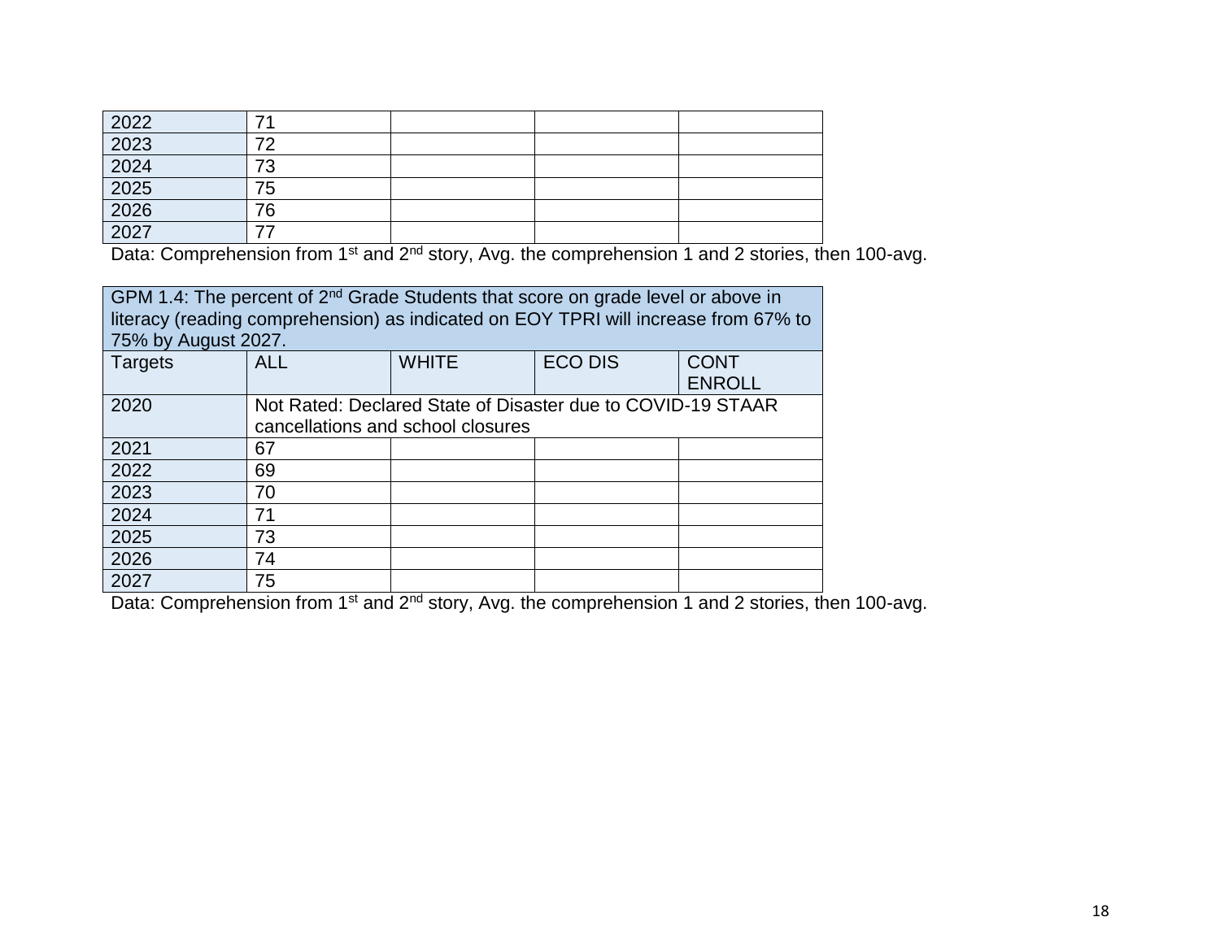| | | | | |
|---|---|---|---|---|
| 2022 | 71 | | | |
| 2023 | 72 | | | |
| 2024 | 73 | | | |
| 2025 | 75 | | | |
| 2026 | 76 | | | |
| 2027 | 77 | | | |

Data: Comprehension from 1st and 2nd story, Avg. the comprehension 1 and 2 stories, then 100-avg.

| GPM 1.4: The percent of 2nd Grade Students that score on grade level or above in literacy (reading comprehension) as indicated on EOY TPRI will increase from 67% to 75% by August 2027. | | | | |
|---|---|---|---|---|
| Targets | ALL | WHITE | ECO DIS | CONT ENROLL |
| 2020 | Not Rated: Declared State of Disaster due to COVID-19 STAAR cancellations and school closures | | | |
| 2021 | 67 | | | |
| 2022 | 69 | | | |
| 2023 | 70 | | | |
| 2024 | 71 | | | |
| 2025 | 73 | | | |
| 2026 | 74 | | | |
| 2027 | 75 | | | |

Data: Comprehension from 1st and 2nd story, Avg. the comprehension 1 and 2 stories, then 100-avg.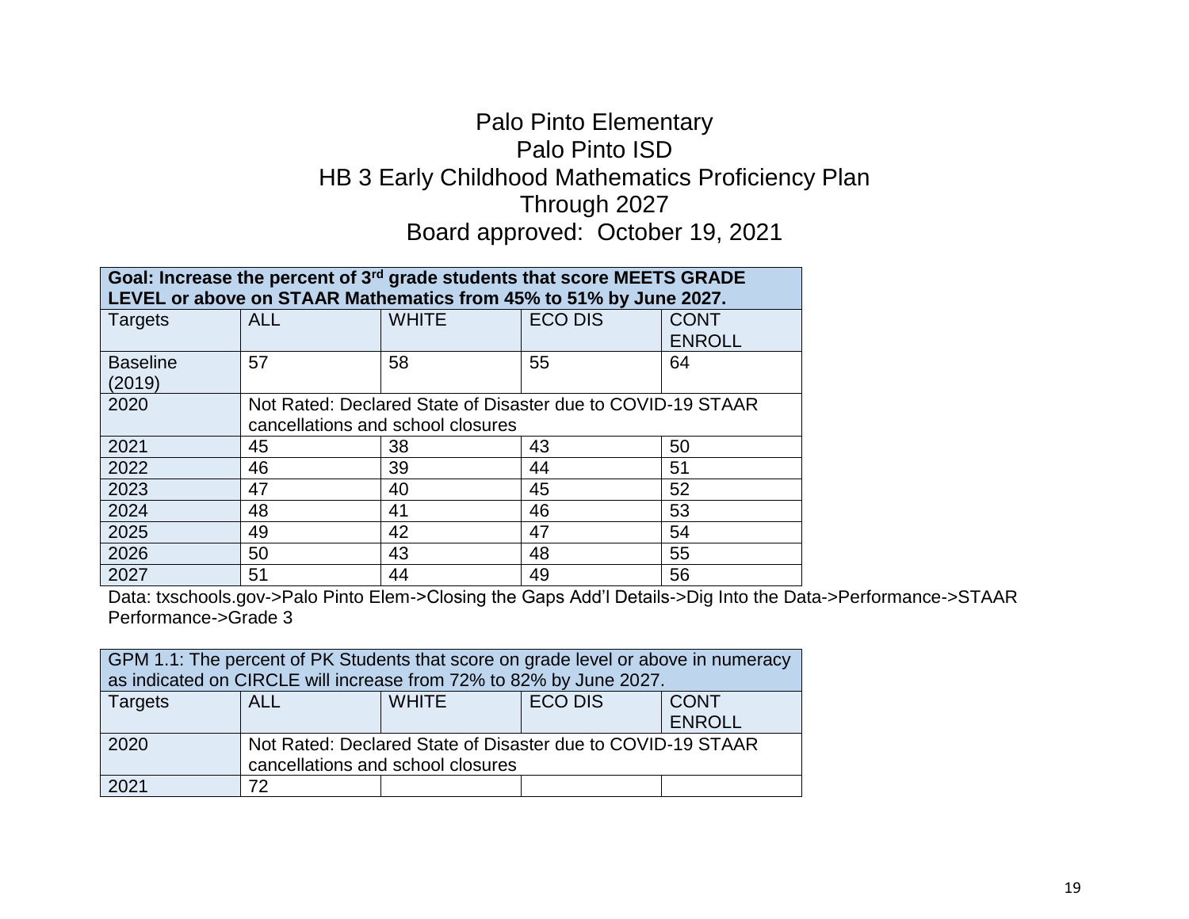# Palo Pinto Elementary
# Palo Pinto ISD
# HB 3 Early Childhood Mathematics Proficiency Plan
# Through 2027
# Board approved: October 19, 2021

| **Goal: Increase the percent of 3rd grade students that score MEETS GRADE LEVEL or above on STAAR Mathematics from 45% to 51% by June 2027.** | | | | |
|---|---|---|---|---|
| Targets | ALL | WHITE | ECO DIS | CONT ENROLL |
| Baseline (2019) | 57 | 58 | 55 | 64 |
| 2020 | Not Rated: Declared State of Disaster due to COVID-19 STAAR cancellations and school closures | | | |
| 2021 | 45 | 38 | 43 | 50 |
| 2022 | 46 | 39 | 44 | 51 |
| 2023 | 47 | 40 | 45 | 52 |
| 2024 | 48 | 41 | 46 | 53 |
| 2025 | 49 | 42 | 47 | 54 |
| 2026 | 50 | 43 | 48 | 55 |
| 2027 | 51 | 44 | 49 | 56 |

Data: txschools.gov->Palo Pinto Elem->Closing the Gaps Add'l Details->Dig Into the Data->Performance->STAAR Performance->Grade 3

| GPM 1.1: The percent of PK Students that score on grade level or above in numeracy as indicated on CIRCLE will increase from 72% to 82% by June 2027. | | | | |
|---|---|---|---|---|
| Targets | ALL | WHITE | ECO DIS | CONT ENROLL |
| 2020 | Not Rated: Declared State of Disaster due to COVID-19 STAAR cancellations and school closures | | | |
| 2021 | 72 | | | |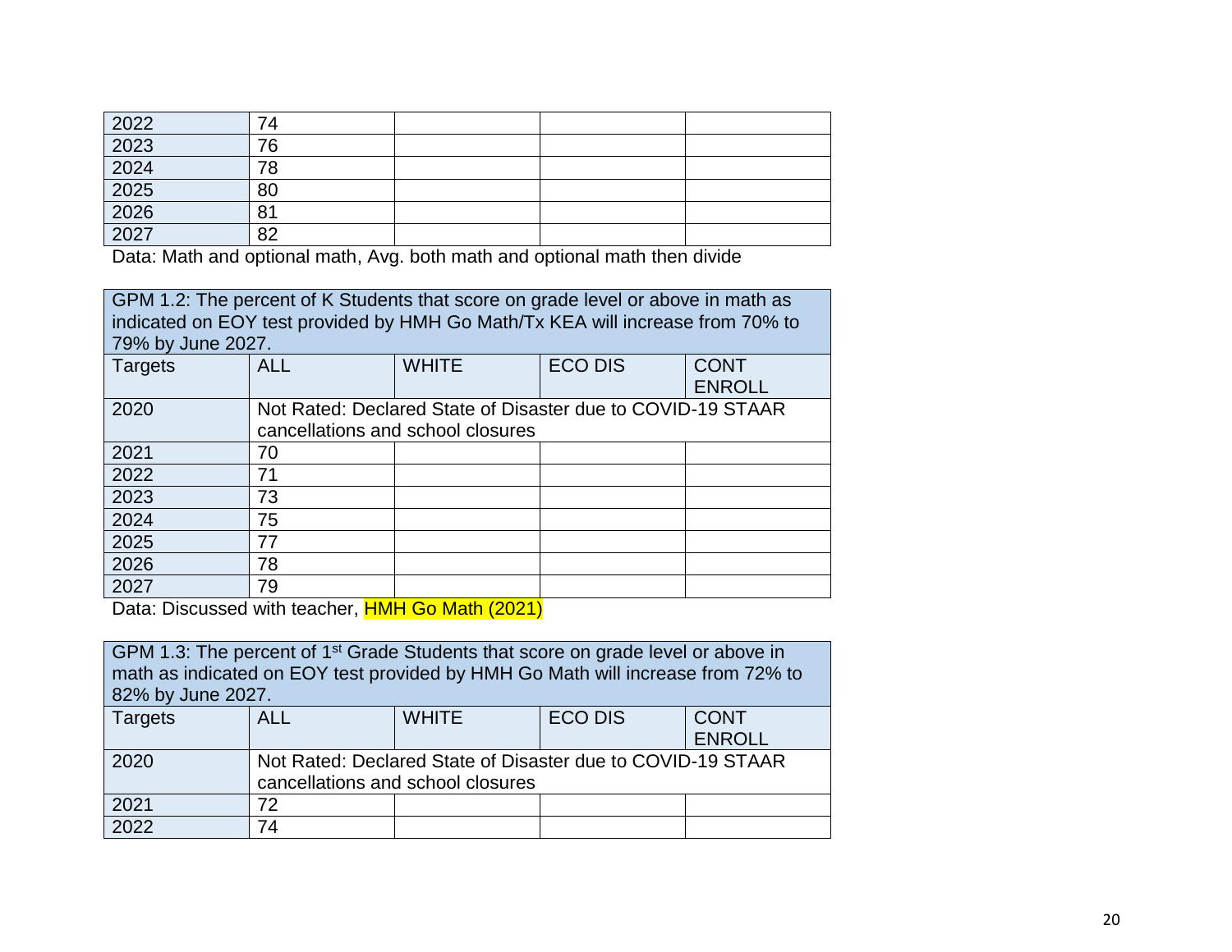| 2022 | 74 | | | |
|---|---|---|---|---|
| 2023 | 76 | | | |
| 2024 | 78 | | | |
| 2025 | 80 | | | |
| 2026 | 81 | | | |
| 2027 | 82 | | | |

Data: Math and optional math, Avg. both math and optional math then divide

GPM 1.2: The percent of K Students that score on grade level or above in math as indicated on EOY test provided by HMH Go Math/Tx KEA will increase from 70% to 79% by June 2027.

| Targets | ALL | WHITE | ECO DIS | CONT ENROLL |
|---|---|---|---|---|
| 2020 | Not Rated: Declared State of Disaster due to COVID-19 STAAR cancellations and school closures | | | |
| 2021 | 70 | | | |
| 2022 | 71 | | | |
| 2023 | 73 | | | |
| 2024 | 75 | | | |
| 2025 | 77 | | | |
| 2026 | 78 | | | |
| 2027 | 79 | | | |

Data: Discussed with teacher, HMH Go Math (2021)

GPM 1.3: The percent of 1st Grade Students that score on grade level or above in math as indicated on EOY test provided by HMH Go Math will increase from 72% to 82% by June 2027.

| Targets | ALL | WHITE | ECO DIS | CONT ENROLL |
|---|---|---|---|---|
| 2020 | Not Rated: Declared State of Disaster due to COVID-19 STAAR cancellations and school closures | | | |
| 2021 | 72 | | | |
| 2022 | 74 | | | |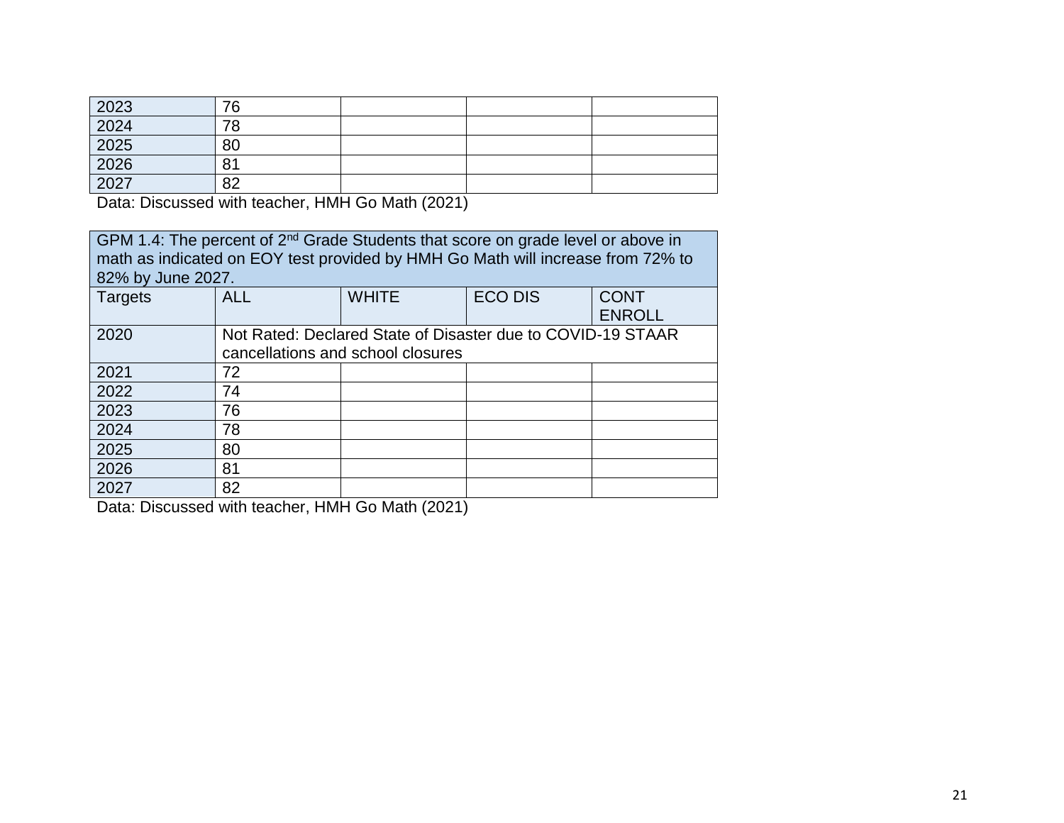| | | | | |
|---|---|---|---|---|
| 2023 | 76 | | | |
| 2024 | 78 | | | |
| 2025 | 80 | | | |
| 2026 | 81 | | | |
| 2027 | 82 | | | |

Data: Discussed with teacher, HMH Go Math (2021)

| GPM 1.4: The percent of 2nd Grade Students that score on grade level or above in math as indicated on EOY test provided by HMH Go Math will increase from 72% to 82% by June 2027. | | | | |
|---|---|---|---|---|
| Targets | ALL | WHITE | ECO DIS | CONT ENROLL |
| 2020 | Not Rated: Declared State of Disaster due to COVID-19 STAAR cancellations and school closures | | | |
| 2021 | 72 | | | |
| 2022 | 74 | | | |
| 2023 | 76 | | | |
| 2024 | 78 | | | |
| 2025 | 80 | | | |
| 2026 | 81 | | | |
| 2027 | 82 | | | |

Data: Discussed with teacher, HMH Go Math (2021)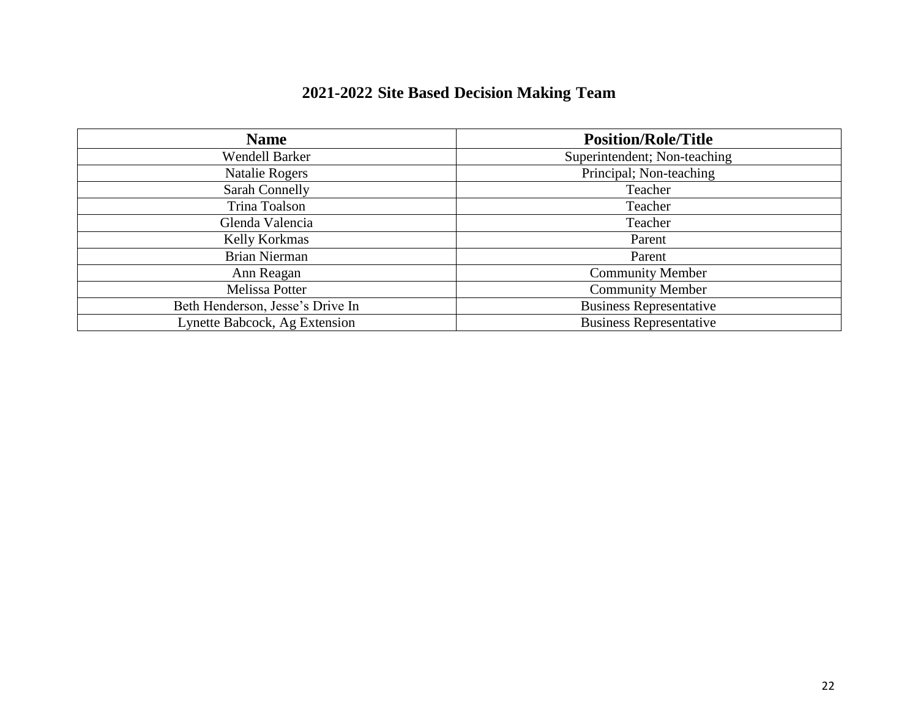# 2021-2022 Site Based Decision Making Team

| Name | Position/Role/Title |
| --- | --- |
| Wendell Barker | Superintendent; Non-teaching |
| Natalie Rogers | Principal; Non-teaching |
| Sarah Connelly | Teacher |
| Trina Toalson | Teacher |
| Glenda Valencia | Teacher |
| Kelly Korkmas | Parent |
| Brian Nierman | Parent |
| Ann Reagan | Community Member |
| Melissa Potter | Community Member |
| Beth Henderson, Jesse’s Drive In | Business Representative |
| Lynette Babcock, Ag Extension | Business Representative |